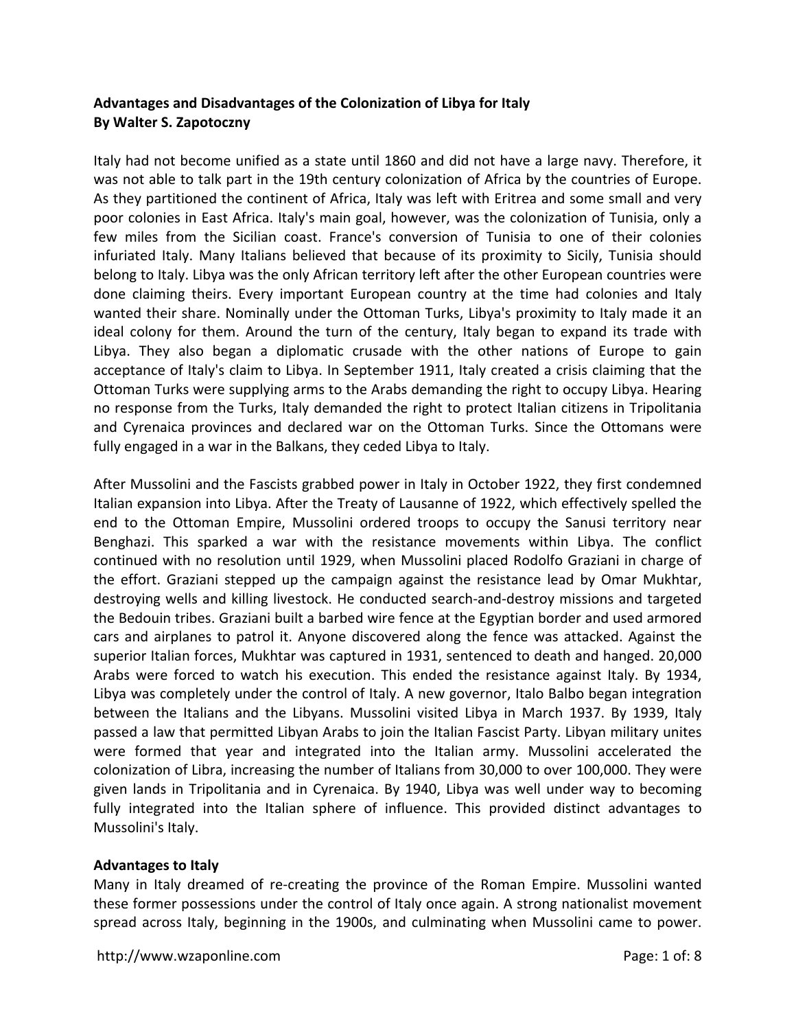**Advantages and Disadvantages of the Colonization of Libya for Italy**
**By Walter S. Zapotoczny**

Italy had not become unified as a state until 1860 and did not have a large navy. Therefore, it was not able to talk part in the 19th century colonization of Africa by the countries of Europe. As they partitioned the continent of Africa, Italy was left with Eritrea and some small and very poor colonies in East Africa. Italy's main goal, however, was the colonization of Tunisia, only a few miles from the Sicilian coast. France's conversion of Tunisia to one of their colonies infuriated Italy. Many Italians believed that because of its proximity to Sicily, Tunisia should belong to Italy. Libya was the only African territory left after the other European countries were done claiming theirs. Every important European country at the time had colonies and Italy wanted their share. Nominally under the Ottoman Turks, Libya's proximity to Italy made it an ideal colony for them. Around the turn of the century, Italy began to expand its trade with Libya. They also began a diplomatic crusade with the other nations of Europe to gain acceptance of Italy's claim to Libya. In September 1911, Italy created a crisis claiming that the Ottoman Turks were supplying arms to the Arabs demanding the right to occupy Libya. Hearing no response from the Turks, Italy demanded the right to protect Italian citizens in Tripolitania and Cyrenaica provinces and declared war on the Ottoman Turks. Since the Ottomans were fully engaged in a war in the Balkans, they ceded Libya to Italy.

After Mussolini and the Fascists grabbed power in Italy in October 1922, they first condemned Italian expansion into Libya. After the Treaty of Lausanne of 1922, which effectively spelled the end to the Ottoman Empire, Mussolini ordered troops to occupy the Sanusi territory near Benghazi. This sparked a war with the resistance movements within Libya. The conflict continued with no resolution until 1929, when Mussolini placed Rodolfo Graziani in charge of the effort. Graziani stepped up the campaign against the resistance lead by Omar Mukhtar, destroying wells and killing livestock. He conducted search-and-destroy missions and targeted the Bedouin tribes. Graziani built a barbed wire fence at the Egyptian border and used armored cars and airplanes to patrol it. Anyone discovered along the fence was attacked. Against the superior Italian forces, Mukhtar was captured in 1931, sentenced to death and hanged. 20,000 Arabs were forced to watch his execution. This ended the resistance against Italy. By 1934, Libya was completely under the control of Italy. A new governor, Italo Balbo began integration between the Italians and the Libyans. Mussolini visited Libya in March 1937. By 1939, Italy passed a law that permitted Libyan Arabs to join the Italian Fascist Party. Libyan military unites were formed that year and integrated into the Italian army. Mussolini accelerated the colonization of Libra, increasing the number of Italians from 30,000 to over 100,000. They were given lands in Tripolitania and in Cyrenaica. By 1940, Libya was well under way to becoming fully integrated into the Italian sphere of influence. This provided distinct advantages to Mussolini's Italy.

**Advantages to Italy**

Many in Italy dreamed of re-creating the province of the Roman Empire. Mussolini wanted these former possessions under the control of Italy once again. A strong nationalist movement spread across Italy, beginning in the 1900s, and culminating when Mussolini came to power.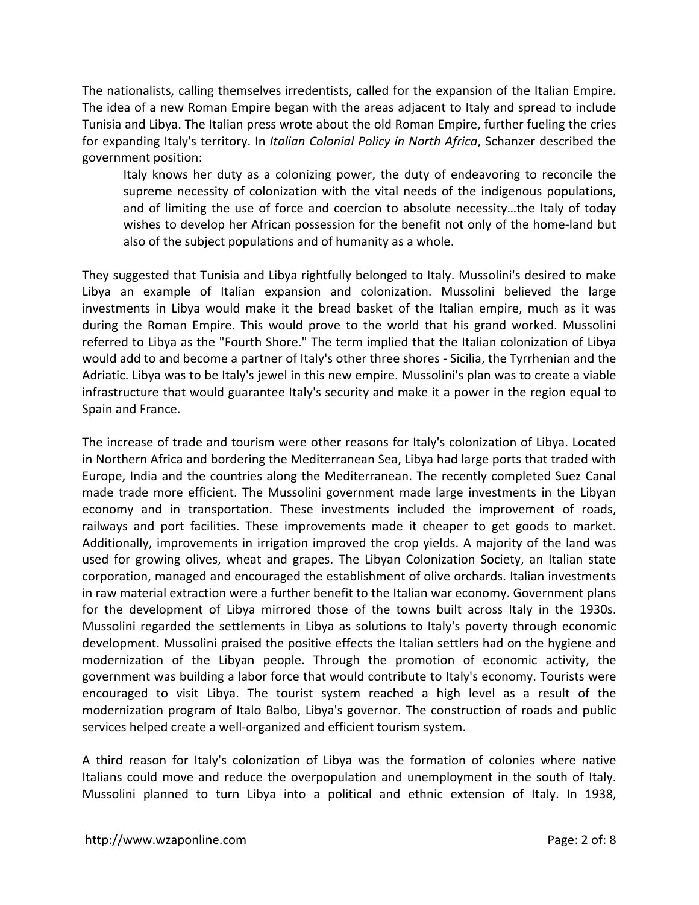The nationalists, calling themselves irredentists, called for the expansion of the Italian Empire. The idea of a new Roman Empire began with the areas adjacent to Italy and spread to include Tunisia and Libya. The Italian press wrote about the old Roman Empire, further fueling the cries for expanding Italy's territory. In *Italian Colonial Policy in North Africa*, Schanzer described the government position:

> Italy knows her duty as a colonizing power, the duty of endeavoring to reconcile the supreme necessity of colonization with the vital needs of the indigenous populations, and of limiting the use of force and coercion to absolute necessity…the Italy of today wishes to develop her African possession for the benefit not only of the home-land but also of the subject populations and of humanity as a whole.

They suggested that Tunisia and Libya rightfully belonged to Italy. Mussolini's desired to make Libya an example of Italian expansion and colonization. Mussolini believed the large investments in Libya would make it the bread basket of the Italian empire, much as it was during the Roman Empire. This would prove to the world that his grand worked. Mussolini referred to Libya as the "Fourth Shore." The term implied that the Italian colonization of Libya would add to and become a partner of Italy's other three shores - Sicilia, the Tyrrhenian and the Adriatic. Libya was to be Italy's jewel in this new empire. Mussolini's plan was to create a viable infrastructure that would guarantee Italy's security and make it a power in the region equal to Spain and France.

The increase of trade and tourism were other reasons for Italy's colonization of Libya. Located in Northern Africa and bordering the Mediterranean Sea, Libya had large ports that traded with Europe, India and the countries along the Mediterranean. The recently completed Suez Canal made trade more efficient. The Mussolini government made large investments in the Libyan economy and in transportation. These investments included the improvement of roads, railways and port facilities. These improvements made it cheaper to get goods to market. Additionally, improvements in irrigation improved the crop yields. A majority of the land was used for growing olives, wheat and grapes. The Libyan Colonization Society, an Italian state corporation, managed and encouraged the establishment of olive orchards. Italian investments in raw material extraction were a further benefit to the Italian war economy. Government plans for the development of Libya mirrored those of the towns built across Italy in the 1930s. Mussolini regarded the settlements in Libya as solutions to Italy's poverty through economic development. Mussolini praised the positive effects the Italian settlers had on the hygiene and modernization of the Libyan people. Through the promotion of economic activity, the government was building a labor force that would contribute to Italy's economy. Tourists were encouraged to visit Libya. The tourist system reached a high level as a result of the modernization program of Italo Balbo, Libya's governor. The construction of roads and public services helped create a well-organized and efficient tourism system.

A third reason for Italy's colonization of Libya was the formation of colonies where native Italians could move and reduce the overpopulation and unemployment in the south of Italy. Mussolini planned to turn Libya into a political and ethnic extension of Italy. In 1938,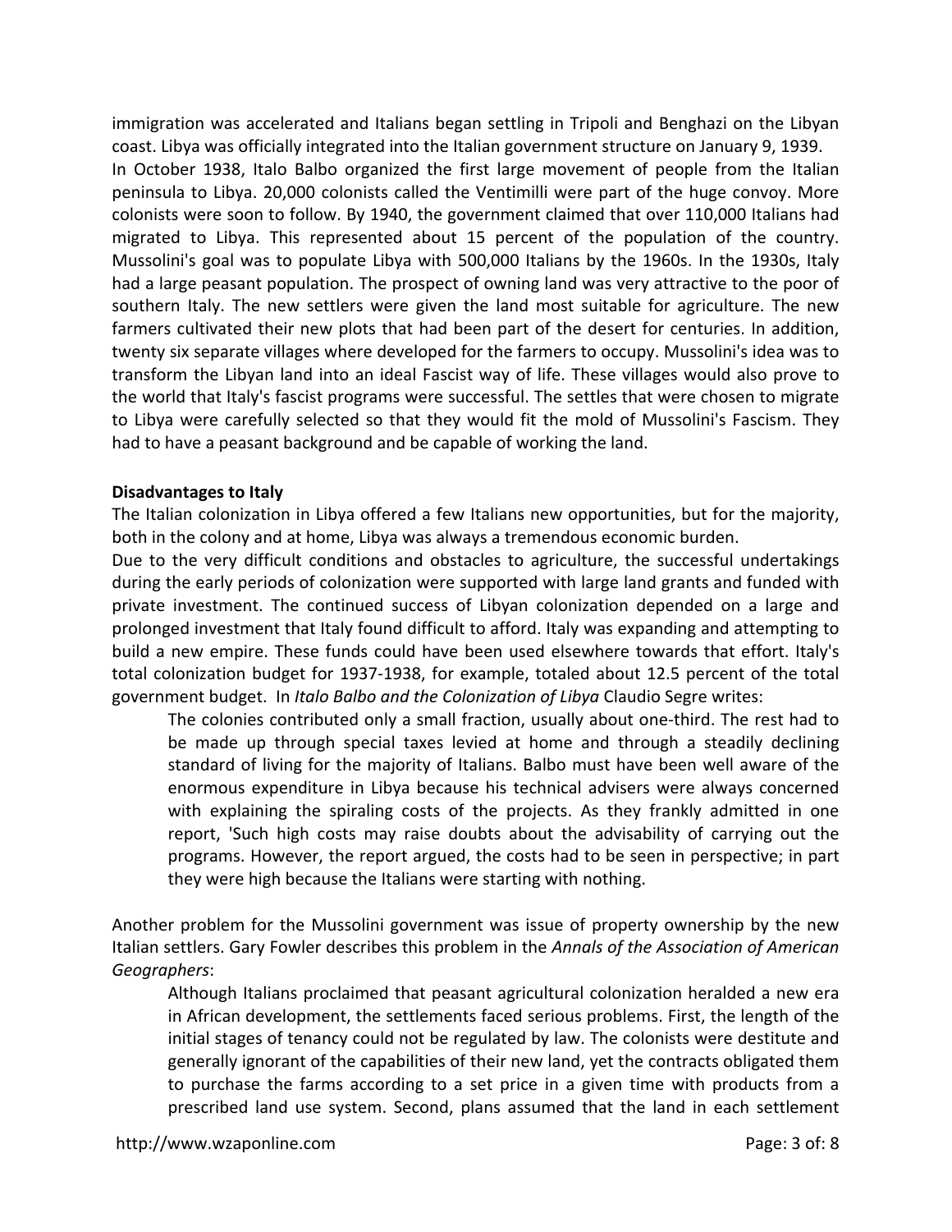immigration was accelerated and Italians began settling in Tripoli and Benghazi on the Libyan coast. Libya was officially integrated into the Italian government structure on January 9, 1939.

In October 1938, Italo Balbo organized the first large movement of people from the Italian peninsula to Libya. 20,000 colonists called the Ventimilli were part of the huge convoy. More colonists were soon to follow. By 1940, the government claimed that over 110,000 Italians had migrated to Libya. This represented about 15 percent of the population of the country. Mussolini's goal was to populate Libya with 500,000 Italians by the 1960s. In the 1930s, Italy had a large peasant population. The prospect of owning land was very attractive to the poor of southern Italy. The new settlers were given the land most suitable for agriculture. The new farmers cultivated their new plots that had been part of the desert for centuries. In addition, twenty six separate villages where developed for the farmers to occupy. Mussolini's idea was to transform the Libyan land into an ideal Fascist way of life. These villages would also prove to the world that Italy's fascist programs were successful. The settles that were chosen to migrate to Libya were carefully selected so that they would fit the mold of Mussolini's Fascism. They had to have a peasant background and be capable of working the land.

**Disadvantages to Italy**

The Italian colonization in Libya offered a few Italians new opportunities, but for the majority, both in the colony and at home, Libya was always a tremendous economic burden.

Due to the very difficult conditions and obstacles to agriculture, the successful undertakings during the early periods of colonization were supported with large land grants and funded with private investment. The continued success of Libyan colonization depended on a large and prolonged investment that Italy found difficult to afford. Italy was expanding and attempting to build a new empire. These funds could have been used elsewhere towards that effort. Italy's total colonization budget for 1937-1938, for example, totaled about 12.5 percent of the total government budget. In *Italo Balbo and the Colonization of Libya* Claudio Segre writes:

> The colonies contributed only a small fraction, usually about one-third. The rest had to be made up through special taxes levied at home and through a steadily declining standard of living for the majority of Italians. Balbo must have been well aware of the enormous expenditure in Libya because his technical advisers were always concerned with explaining the spiraling costs of the projects. As they frankly admitted in one report, 'Such high costs may raise doubts about the advisability of carrying out the programs. However, the report argued, the costs had to be seen in perspective; in part they were high because the Italians were starting with nothing.

Another problem for the Mussolini government was issue of property ownership by the new Italian settlers. Gary Fowler describes this problem in the *Annals of the Association of American Geographers*:

> Although Italians proclaimed that peasant agricultural colonization heralded a new era in African development, the settlements faced serious problems. First, the length of the initial stages of tenancy could not be regulated by law. The colonists were destitute and generally ignorant of the capabilities of their new land, yet the contracts obligated them to purchase the farms according to a set price in a given time with products from a prescribed land use system. Second, plans assumed that the land in each settlement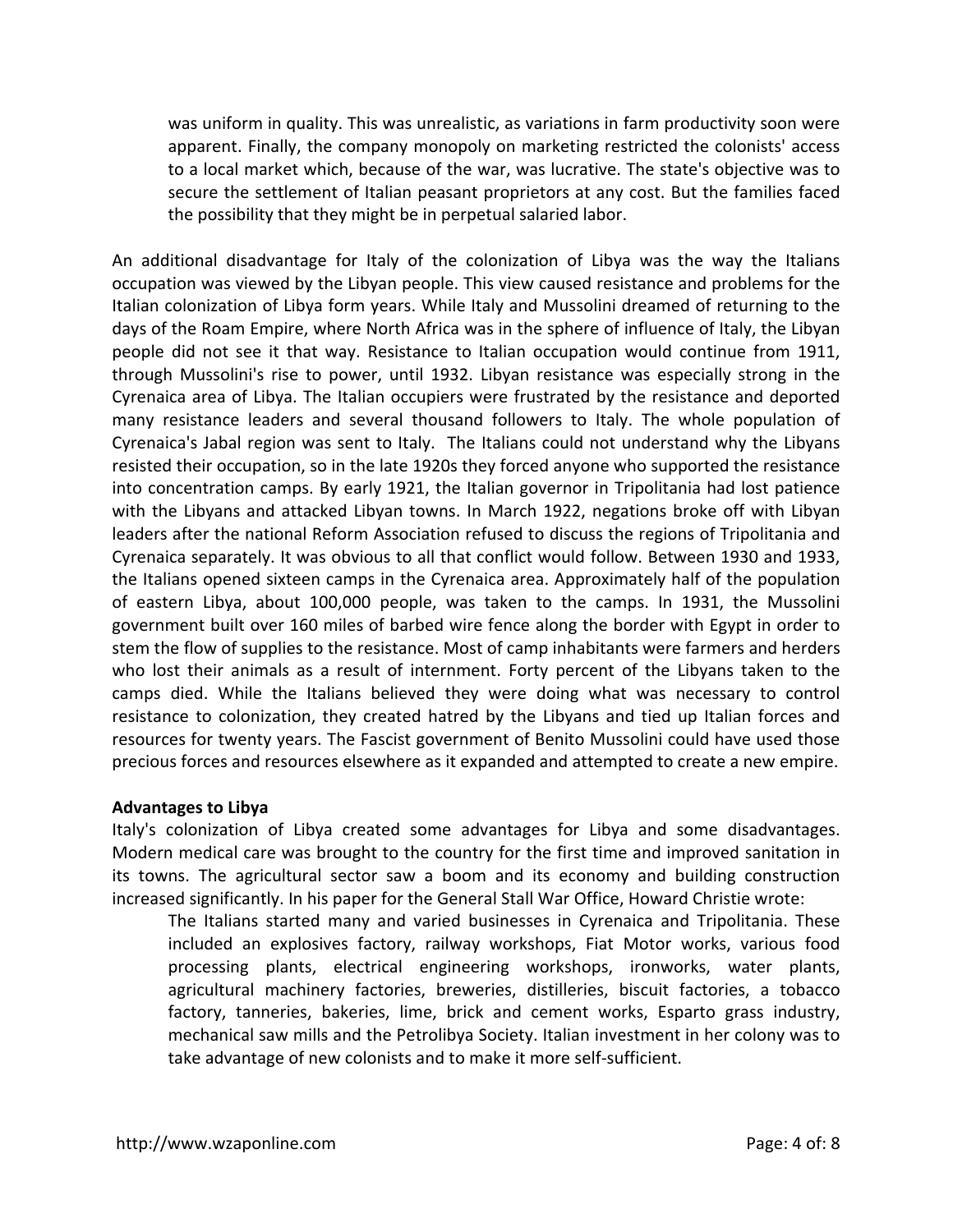> was uniform in quality. This was unrealistic, as variations in farm productivity soon were apparent. Finally, the company monopoly on marketing restricted the colonists' access to a local market which, because of the war, was lucrative. The state's objective was to secure the settlement of Italian peasant proprietors at any cost. But the families faced the possibility that they might be in perpetual salaried labor.

An additional disadvantage for Italy of the colonization of Libya was the way the Italians occupation was viewed by the Libyan people. This view caused resistance and problems for the Italian colonization of Libya form years. While Italy and Mussolini dreamed of returning to the days of the Roam Empire, where North Africa was in the sphere of influence of Italy, the Libyan people did not see it that way. Resistance to Italian occupation would continue from 1911, through Mussolini's rise to power, until 1932. Libyan resistance was especially strong in the Cyrenaica area of Libya. The Italian occupiers were frustrated by the resistance and deported many resistance leaders and several thousand followers to Italy. The whole population of Cyrenaica's Jabal region was sent to Italy. The Italians could not understand why the Libyans resisted their occupation, so in the late 1920s they forced anyone who supported the resistance into concentration camps. By early 1921, the Italian governor in Tripolitania had lost patience with the Libyans and attacked Libyan towns. In March 1922, negations broke off with Libyan leaders after the national Reform Association refused to discuss the regions of Tripolitania and Cyrenaica separately. It was obvious to all that conflict would follow. Between 1930 and 1933, the Italians opened sixteen camps in the Cyrenaica area. Approximately half of the population of eastern Libya, about 100,000 people, was taken to the camps. In 1931, the Mussolini government built over 160 miles of barbed wire fence along the border with Egypt in order to stem the flow of supplies to the resistance. Most of camp inhabitants were farmers and herders who lost their animals as a result of internment. Forty percent of the Libyans taken to the camps died. While the Italians believed they were doing what was necessary to control resistance to colonization, they created hatred by the Libyans and tied up Italian forces and resources for twenty years. The Fascist government of Benito Mussolini could have used those precious forces and resources elsewhere as it expanded and attempted to create a new empire.

**Advantages to Libya**

Italy's colonization of Libya created some advantages for Libya and some disadvantages. Modern medical care was brought to the country for the first time and improved sanitation in its towns. The agricultural sector saw a boom and its economy and building construction increased significantly. In his paper for the General Stall War Office, Howard Christie wrote:

> The Italians started many and varied businesses in Cyrenaica and Tripolitania. These included an explosives factory, railway workshops, Fiat Motor works, various food processing plants, electrical engineering workshops, ironworks, water plants, agricultural machinery factories, breweries, distilleries, biscuit factories, a tobacco factory, tanneries, bakeries, lime, brick and cement works, Esparto grass industry, mechanical saw mills and the Petrolibya Society. Italian investment in her colony was to take advantage of new colonists and to make it more self-sufficient.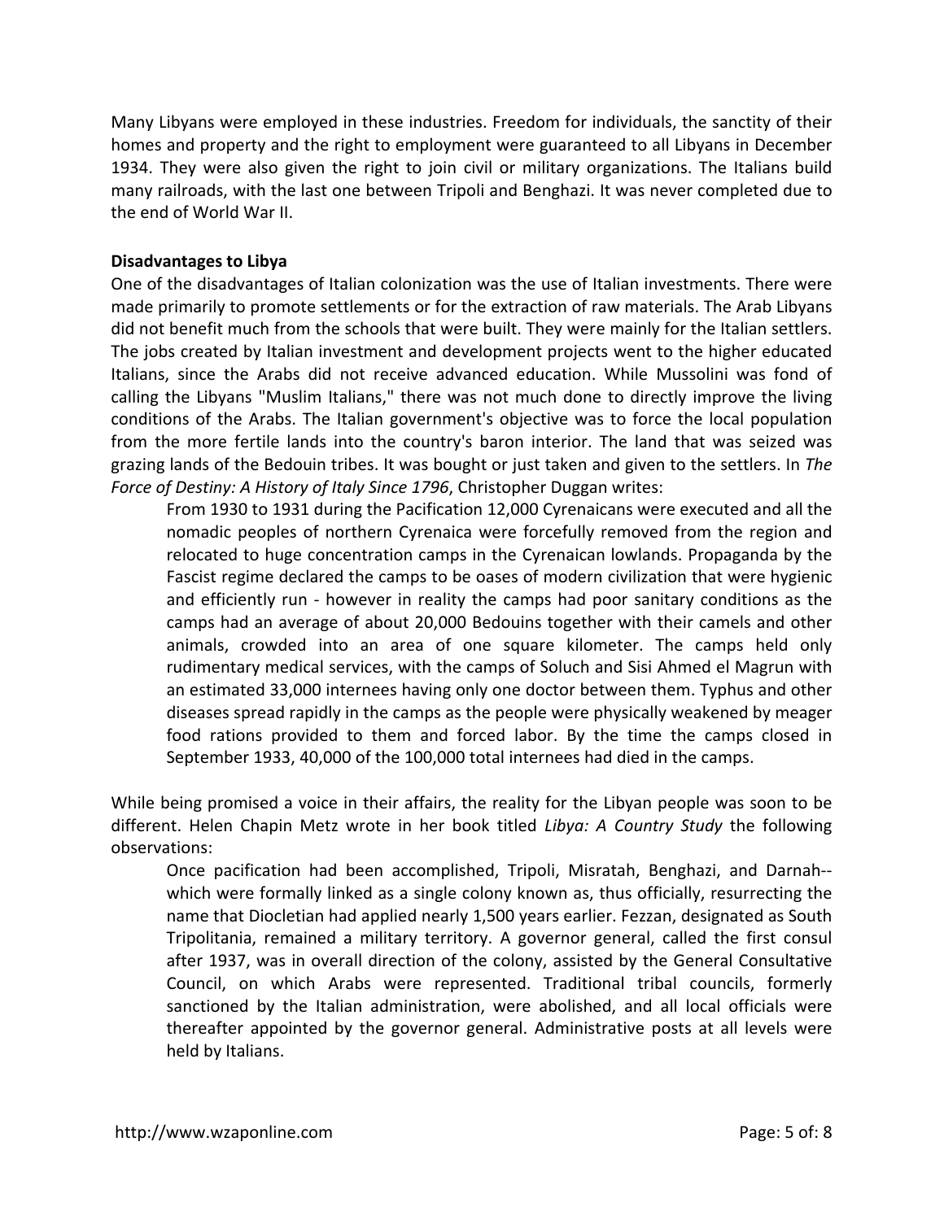Many Libyans were employed in these industries. Freedom for individuals, the sanctity of their homes and property and the right to employment were guaranteed to all Libyans in December 1934. They were also given the right to join civil or military organizations. The Italians build many railroads, with the last one between Tripoli and Benghazi. It was never completed due to the end of World War II.

**Disadvantages to Libya**

One of the disadvantages of Italian colonization was the use of Italian investments. There were made primarily to promote settlements or for the extraction of raw materials. The Arab Libyans did not benefit much from the schools that were built. They were mainly for the Italian settlers. The jobs created by Italian investment and development projects went to the higher educated Italians, since the Arabs did not receive advanced education. While Mussolini was fond of calling the Libyans "Muslim Italians," there was not much done to directly improve the living conditions of the Arabs. The Italian government's objective was to force the local population from the more fertile lands into the country's baron interior. The land that was seized was grazing lands of the Bedouin tribes. It was bought or just taken and given to the settlers. In *The Force of Destiny: A History of Italy Since 1796*, Christopher Duggan writes:

> From 1930 to 1931 during the Pacification 12,000 Cyrenaicans were executed and all the nomadic peoples of northern Cyrenaica were forcefully removed from the region and relocated to huge concentration camps in the Cyrenaican lowlands. Propaganda by the Fascist regime declared the camps to be oases of modern civilization that were hygienic and efficiently run - however in reality the camps had poor sanitary conditions as the camps had an average of about 20,000 Bedouins together with their camels and other animals, crowded into an area of one square kilometer. The camps held only rudimentary medical services, with the camps of Soluch and Sisi Ahmed el Magrun with an estimated 33,000 internees having only one doctor between them. Typhus and other diseases spread rapidly in the camps as the people were physically weakened by meager food rations provided to them and forced labor. By the time the camps closed in September 1933, 40,000 of the 100,000 total internees had died in the camps.

While being promised a voice in their affairs, the reality for the Libyan people was soon to be different. Helen Chapin Metz wrote in her book titled *Libya: A Country Study* the following observations:

> Once pacification had been accomplished, Tripoli, Misratah, Benghazi, and Darnah--which were formally linked as a single colony known as, thus officially, resurrecting the name that Diocletian had applied nearly 1,500 years earlier. Fezzan, designated as South Tripolitania, remained a military territory. A governor general, called the first consul after 1937, was in overall direction of the colony, assisted by the General Consultative Council, on which Arabs were represented. Traditional tribal councils, formerly sanctioned by the Italian administration, were abolished, and all local officials were thereafter appointed by the governor general. Administrative posts at all levels were held by Italians.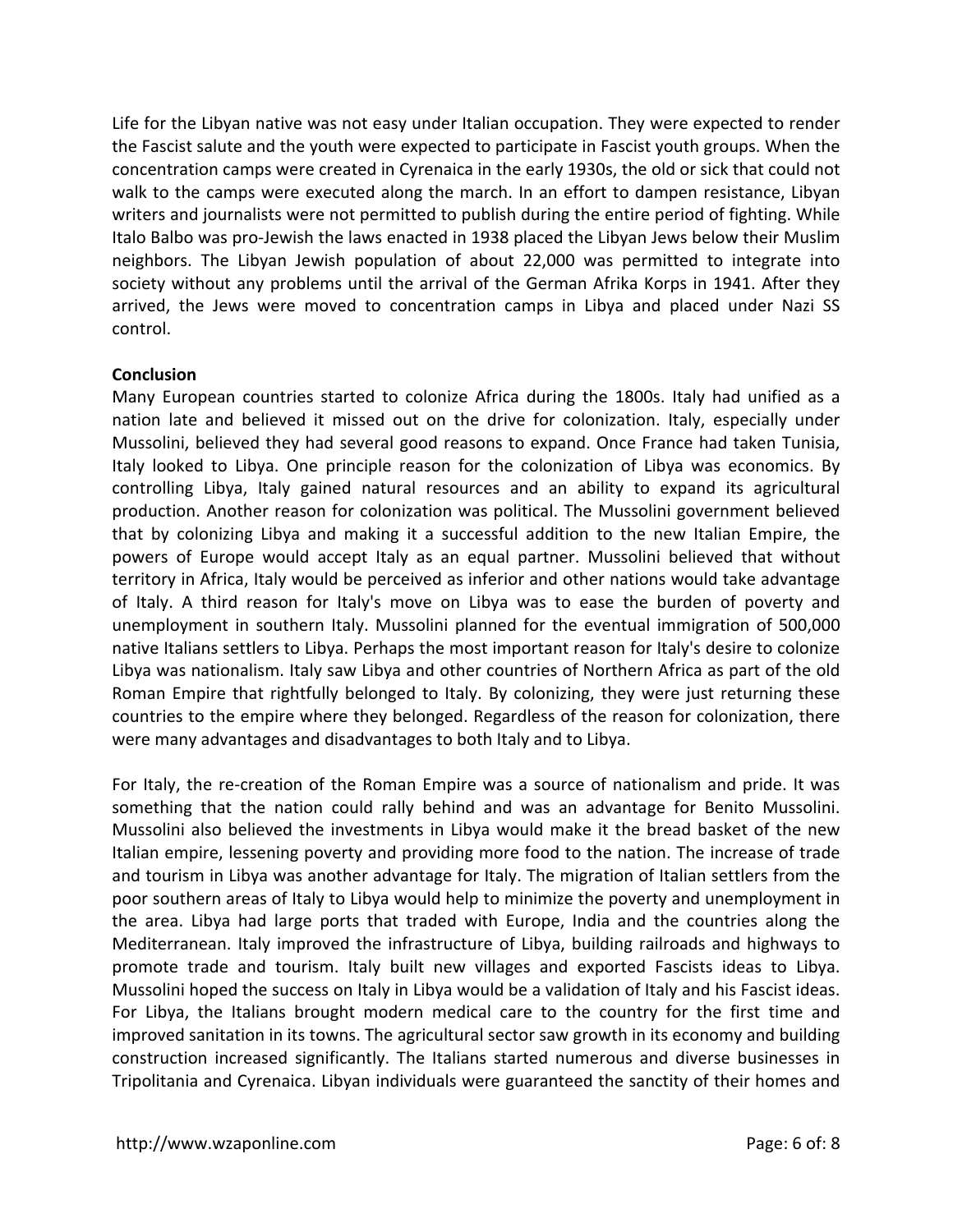Life for the Libyan native was not easy under Italian occupation. They were expected to render the Fascist salute and the youth were expected to participate in Fascist youth groups. When the concentration camps were created in Cyrenaica in the early 1930s, the old or sick that could not walk to the camps were executed along the march. In an effort to dampen resistance, Libyan writers and journalists were not permitted to publish during the entire period of fighting. While Italo Balbo was pro-Jewish the laws enacted in 1938 placed the Libyan Jews below their Muslim neighbors. The Libyan Jewish population of about 22,000 was permitted to integrate into society without any problems until the arrival of the German Afrika Korps in 1941. After they arrived, the Jews were moved to concentration camps in Libya and placed under Nazi SS control.

**Conclusion**

Many European countries started to colonize Africa during the 1800s. Italy had unified as a nation late and believed it missed out on the drive for colonization. Italy, especially under Mussolini, believed they had several good reasons to expand. Once France had taken Tunisia, Italy looked to Libya. One principle reason for the colonization of Libya was economics. By controlling Libya, Italy gained natural resources and an ability to expand its agricultural production. Another reason for colonization was political. The Mussolini government believed that by colonizing Libya and making it a successful addition to the new Italian Empire, the powers of Europe would accept Italy as an equal partner. Mussolini believed that without territory in Africa, Italy would be perceived as inferior and other nations would take advantage of Italy. A third reason for Italy's move on Libya was to ease the burden of poverty and unemployment in southern Italy. Mussolini planned for the eventual immigration of 500,000 native Italians settlers to Libya. Perhaps the most important reason for Italy's desire to colonize Libya was nationalism. Italy saw Libya and other countries of Northern Africa as part of the old Roman Empire that rightfully belonged to Italy. By colonizing, they were just returning these countries to the empire where they belonged. Regardless of the reason for colonization, there were many advantages and disadvantages to both Italy and to Libya.

For Italy, the re-creation of the Roman Empire was a source of nationalism and pride. It was something that the nation could rally behind and was an advantage for Benito Mussolini. Mussolini also believed the investments in Libya would make it the bread basket of the new Italian empire, lessening poverty and providing more food to the nation. The increase of trade and tourism in Libya was another advantage for Italy. The migration of Italian settlers from the poor southern areas of Italy to Libya would help to minimize the poverty and unemployment in the area. Libya had large ports that traded with Europe, India and the countries along the Mediterranean. Italy improved the infrastructure of Libya, building railroads and highways to promote trade and tourism. Italy built new villages and exported Fascists ideas to Libya. Mussolini hoped the success on Italy in Libya would be a validation of Italy and his Fascist ideas. For Libya, the Italians brought modern medical care to the country for the first time and improved sanitation in its towns. The agricultural sector saw growth in its economy and building construction increased significantly. The Italians started numerous and diverse businesses in Tripolitania and Cyrenaica. Libyan individuals were guaranteed the sanctity of their homes and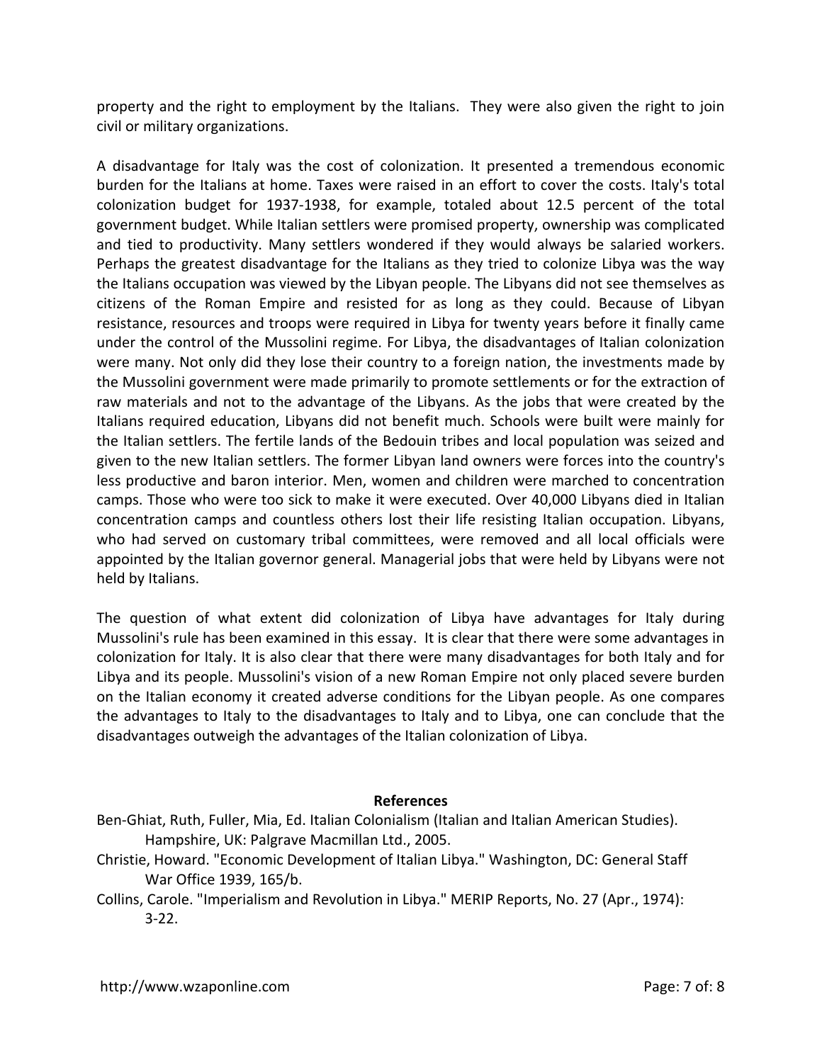property and the right to employment by the Italians. They were also given the right to join civil or military organizations.

A disadvantage for Italy was the cost of colonization. It presented a tremendous economic burden for the Italians at home. Taxes were raised in an effort to cover the costs. Italy's total colonization budget for 1937-1938, for example, totaled about 12.5 percent of the total government budget. While Italian settlers were promised property, ownership was complicated and tied to productivity. Many settlers wondered if they would always be salaried workers. Perhaps the greatest disadvantage for the Italians as they tried to colonize Libya was the way the Italians occupation was viewed by the Libyan people. The Libyans did not see themselves as citizens of the Roman Empire and resisted for as long as they could. Because of Libyan resistance, resources and troops were required in Libya for twenty years before it finally came under the control of the Mussolini regime. For Libya, the disadvantages of Italian colonization were many. Not only did they lose their country to a foreign nation, the investments made by the Mussolini government were made primarily to promote settlements or for the extraction of raw materials and not to the advantage of the Libyans. As the jobs that were created by the Italians required education, Libyans did not benefit much. Schools were built were mainly for the Italian settlers. The fertile lands of the Bedouin tribes and local population was seized and given to the new Italian settlers. The former Libyan land owners were forces into the country's less productive and baron interior. Men, women and children were marched to concentration camps. Those who were too sick to make it were executed. Over 40,000 Libyans died in Italian concentration camps and countless others lost their life resisting Italian occupation. Libyans, who had served on customary tribal committees, were removed and all local officials were appointed by the Italian governor general. Managerial jobs that were held by Libyans were not held by Italians.

The question of what extent did colonization of Libya have advantages for Italy during Mussolini's rule has been examined in this essay. It is clear that there were some advantages in colonization for Italy. It is also clear that there were many disadvantages for both Italy and for Libya and its people. Mussolini's vision of a new Roman Empire not only placed severe burden on the Italian economy it created adverse conditions for the Libyan people. As one compares the advantages to Italy to the disadvantages to Italy and to Libya, one can conclude that the disadvantages outweigh the advantages of the Italian colonization of Libya.

## References

Ben-Ghiat, Ruth, Fuller, Mia, Ed. Italian Colonialism (Italian and Italian American Studies). Hampshire, UK: Palgrave Macmillan Ltd., 2005.

Christie, Howard. "Economic Development of Italian Libya." Washington, DC: General Staff War Office 1939, 165/b.

Collins, Carole. "Imperialism and Revolution in Libya." MERIP Reports, No. 27 (Apr., 1974): 3-22.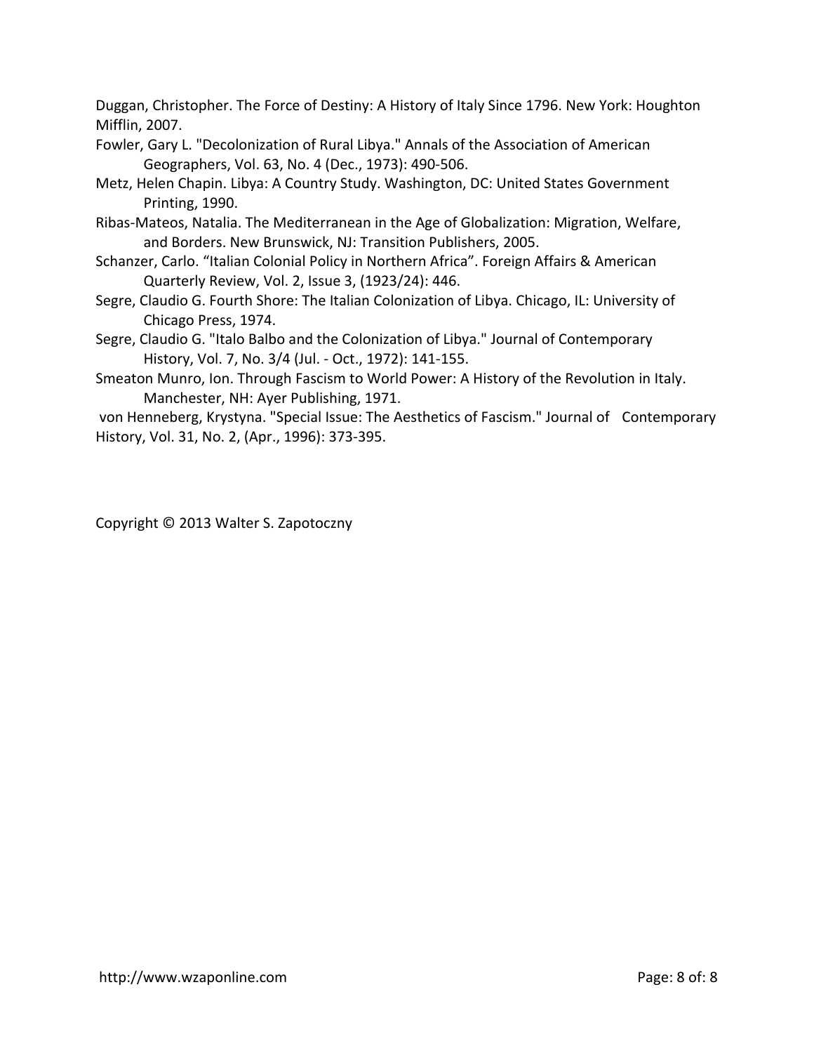Duggan, Christopher. The Force of Destiny: A History of Italy Since 1796. New York: Houghton Mifflin, 2007.

Fowler, Gary L. "Decolonization of Rural Libya." Annals of the Association of American Geographers, Vol. 63, No. 4 (Dec., 1973): 490-506.

Metz, Helen Chapin. Libya: A Country Study. Washington, DC: United States Government Printing, 1990.

Ribas-Mateos, Natalia. The Mediterranean in the Age of Globalization: Migration, Welfare, and Borders. New Brunswick, NJ: Transition Publishers, 2005.

Schanzer, Carlo. “Italian Colonial Policy in Northern Africa”. Foreign Affairs & American Quarterly Review, Vol. 2, Issue 3, (1923/24): 446.

Segre, Claudio G. Fourth Shore: The Italian Colonization of Libya. Chicago, IL: University of Chicago Press, 1974.

Segre, Claudio G. "Italo Balbo and the Colonization of Libya." Journal of Contemporary History, Vol. 7, No. 3/4 (Jul. - Oct., 1972): 141-155.

Smeaton Munro, Ion. Through Fascism to World Power: A History of the Revolution in Italy. Manchester, NH: Ayer Publishing, 1971.

von Henneberg, Krystyna. "Special Issue: The Aesthetics of Fascism." Journal of Contemporary History, Vol. 31, No. 2, (Apr., 1996): 373-395.

Copyright © 2013 Walter S. Zapotoczny